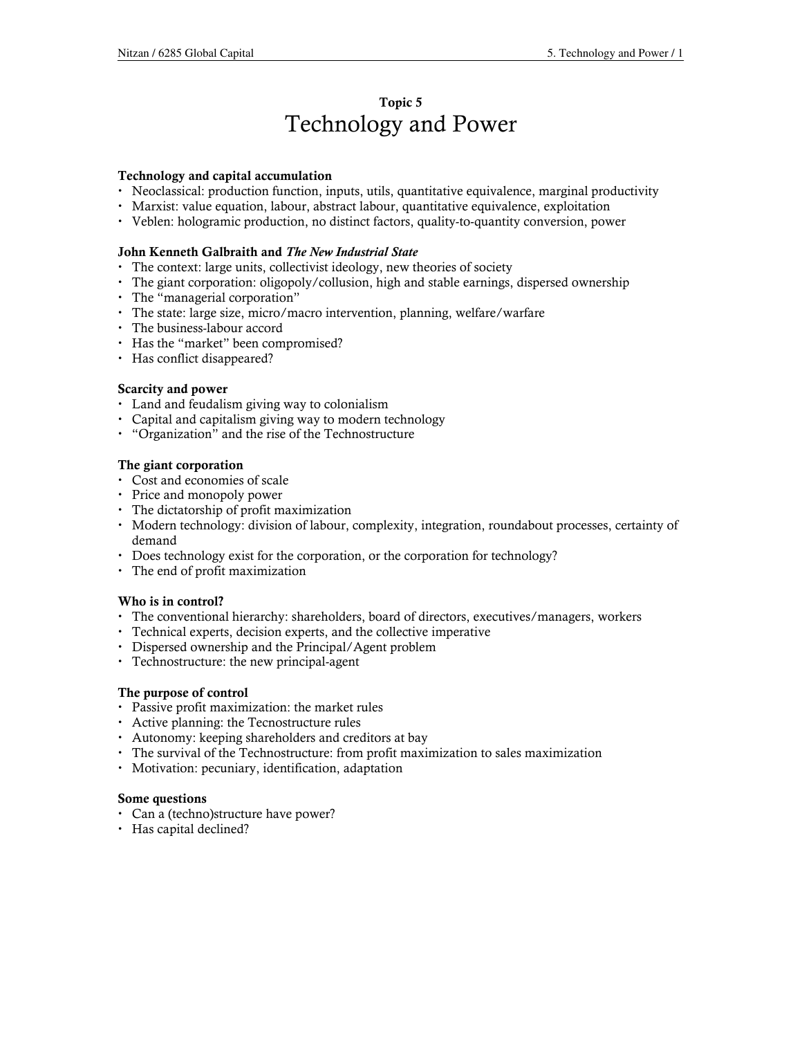## Topic 5

# Technology and Power

### Technology and capital accumulation

- Neoclassical: production function, inputs, utils, quantitative equivalence, marginal productivity
- Marxist: value equation, labour, abstract labour, quantitative equivalence, exploitation
- Veblen: hologramic production, no distinct factors, quality-to-quantity conversion, power

### John Kenneth Galbraith and *The New Industrial State*

- The context: large units, collectivist ideology, new theories of society
- The giant corporation: oligopoly/collusion, high and stable earnings, dispersed ownership
- The "managerial corporation"
- The state: large size, micro/macro intervention, planning, welfare/warfare
- The business-labour accord
- Has the "market" been compromised?
- Has conflict disappeared?

### Scarcity and power

- Land and feudalism giving way to colonialism
- Capital and capitalism giving way to modern technology
- "Organization" and the rise of the Technostructure

### The giant corporation

- Cost and economies of scale
- Price and monopoly power
- The dictatorship of profit maximization
- Modern technology: division of labour, complexity, integration, roundabout processes, certainty of demand
- Does technology exist for the corporation, or the corporation for technology?
- The end of profit maximization

### Who is in control?

- The conventional hierarchy: shareholders, board of directors, executives/managers, workers
- Technical experts, decision experts, and the collective imperative
- Dispersed ownership and the Principal/Agent problem
- Technostructure: the new principal-agent

### The purpose of control

- Passive profit maximization: the market rules
- Active planning: the Tecnostructure rules
- Autonomy: keeping shareholders and creditors at bay
- The survival of the Technostructure: from profit maximization to sales maximization
- Motivation: pecuniary, identification, adaptation

### Some questions

- Can a (techno)structure have power?
- Has capital declined?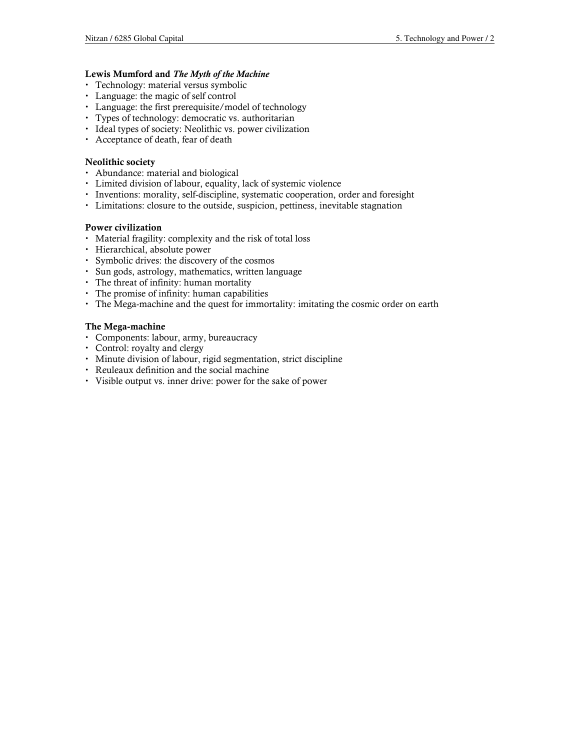### Lewis Mumford and *The Myth of the Machine*

- Technology: material versus symbolic
- Language: the magic of self control
- Language: the first prerequisite/model of technology
- Types of technology: democratic vs. authoritarian
- Ideal types of society: Neolithic vs. power civilization
- Acceptance of death, fear of death

### Neolithic society

- Abundance: material and biological
- Limited division of labour, equality, lack of systemic violence
- Inventions: morality, self-discipline, systematic cooperation, order and foresight
- Limitations: closure to the outside, suspicion, pettiness, inevitable stagnation

### Power civilization

- Material fragility: complexity and the risk of total loss
- Hierarchical, absolute power
- Symbolic drives: the discovery of the cosmos
- Sun gods, astrology, mathematics, written language
- The threat of infinity: human mortality
- The promise of infinity: human capabilities
- The Mega-machine and the quest for immortality: imitating the cosmic order on earth

### The Mega-machine

- Components: labour, army, bureaucracy
- Control: royalty and clergy
- Minute division of labour, rigid segmentation, strict discipline
- Reuleaux definition and the social machine
- Visible output vs. inner drive: power for the sake of power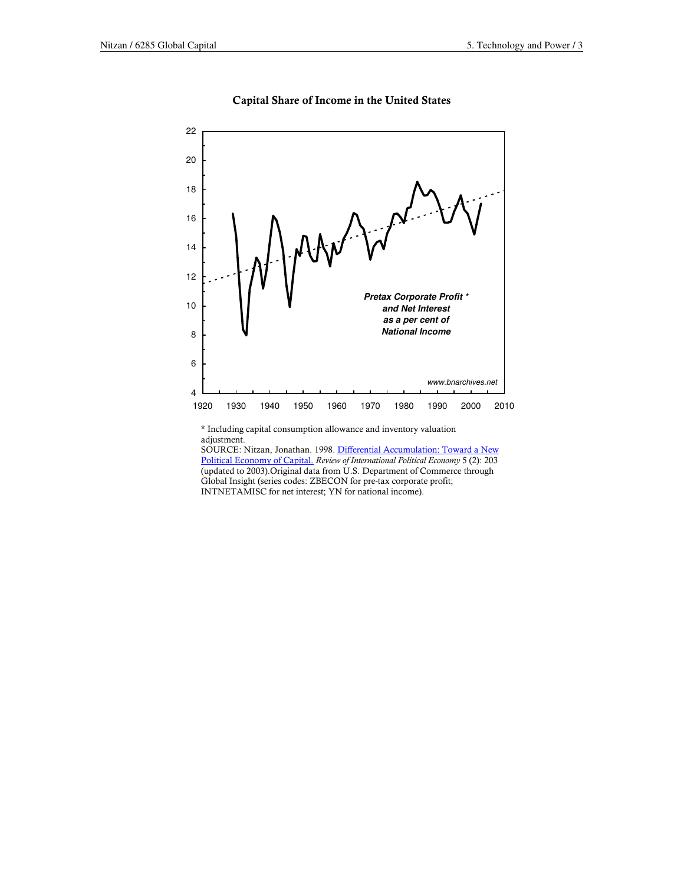## Capital Share of Income in the United States

22
20
18
16
14
12
10
8
6
4

1920 1930 1940 1950 1960 1970 1980 1990 2000 2010

*Pretax Corporate Profit \* and Net Interest as a per cent of National Income*

*www.bnarchives.net*

\* Including capital consumption allowance and inventory valuation adjustment.

SOURCE: Nitzan, Jonathan. 1998. [Differential Accumulation: Toward a New Political Economy of Capital.](#) *Review of International Political Economy* 5 (2): 203 (updated to 2003).Original data from U.S. Department of Commerce through Global Insight (series codes: ZBECON for pre-tax corporate profit; INTNETAMISC for net interest; YN for national income).